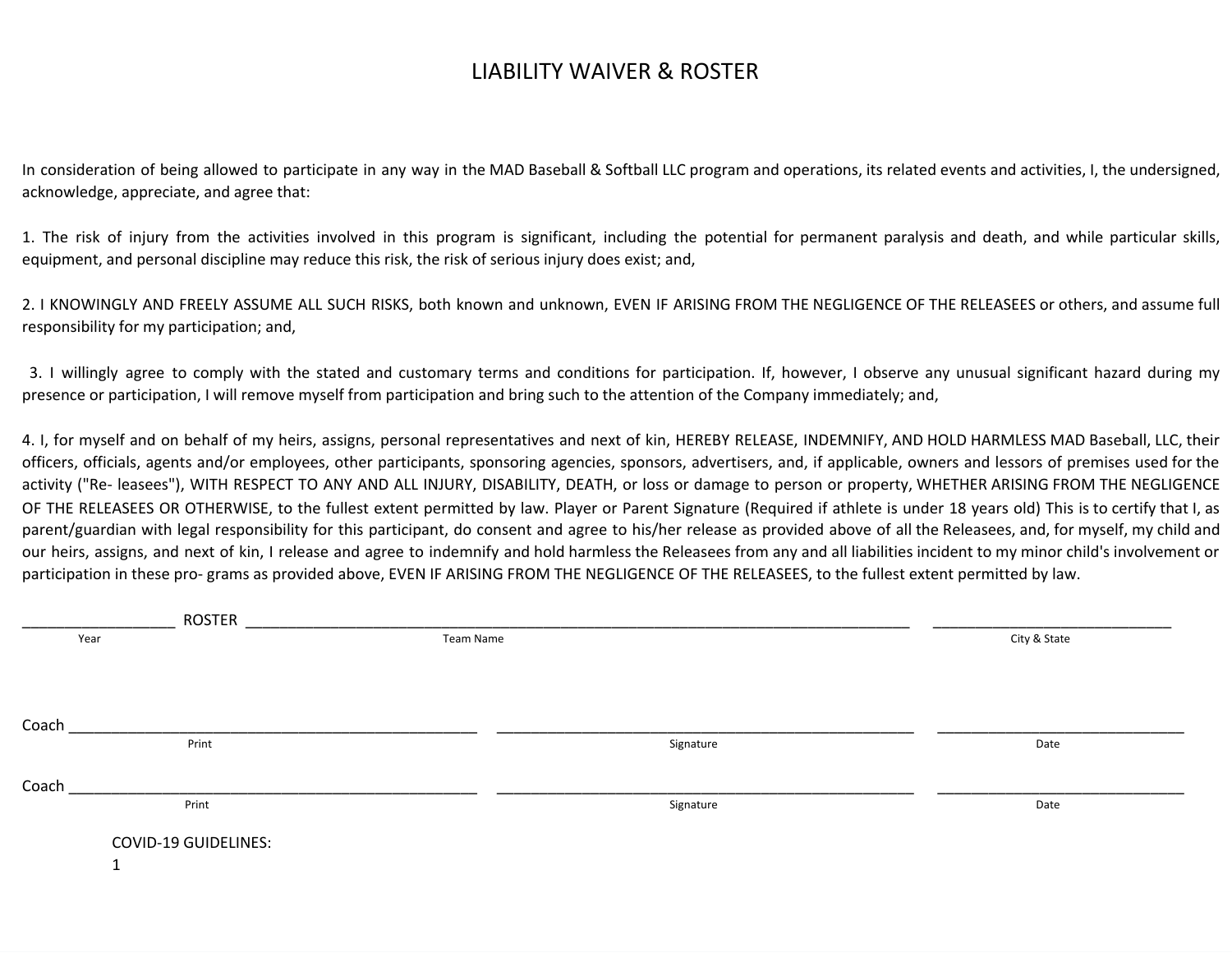# LIABILITY WAIVER & ROSTER

In consideration of being allowed to participate in any way in the MAD Baseball & Softball LLC program and operations, its related events and activities, I, the undersigned, acknowledge, appreciate, and agree that:

1. The risk of injury from the activities involved in this program is significant, including the potential for permanent paralysis and death, and while particular skills, equipment, and personal discipline may reduce this risk, the risk of serious injury does exist; and,

2. I KNOWINGLY AND FREELY ASSUME ALL SUCH RISKS, both known and unknown, EVEN IF ARISING FROM THE NEGLIGENCE OF THE RELEASEES or others, and assume full responsibility for my participation; and,

3. I willingly agree to comply with the stated and customary terms and conditions for participation. If, however, I observe any unusual significant hazard during my presence or participation, I will remove myself from participation and bring such to the attention of the Company immediately; and,

4. I, for myself and on behalf of my heirs, assigns, personal representatives and next of kin, HEREBY RELEASE, INDEMNIFY, AND HOLD HARMLESS MAD Baseball, LLC, their officers, officials, agents and/or employees, other participants, sponsoring agencies, sponsors, advertisers, and, if applicable, owners and lessors of premises used for the activity ("Re- leasees"), WITH RESPECT TO ANY AND ALL INJURY, DISABILITY, DEATH, or loss or damage to person or property, WHETHER ARISING FROM THE NEGLIGENCE OF THE RELEASEES OR OTHERWISE, to the fullest extent permitted by law. Player or Parent Signature (Required if athlete is under 18 years old) This is to certify that I, as parent/guardian with legal responsibility for this participant, do consent and agree to his/her release as provided above of all the Releasees, and, for myself, my child and our heirs, assigns, and next of kin, I release and agree to indemnify and hold harmless the Releasees from any and all liabilities incident to my minor child's involvement or participation in these pro- grams as provided above, EVEN IF ARISING FROM THE NEGLIGENCE OF THE RELEASEES, to the fullest extent permitted by law.

__________________ ROSTER ____________________________________________________ ____________________________

Year | Team Name | City & State

Coach ____________________________________ ____________________________________ ____________________________

Print | Signature | Date

Coach ____________________________________ ____________________________________ ____________________________

Print | Signature | Date

COVID-19 GUIDELINES:

1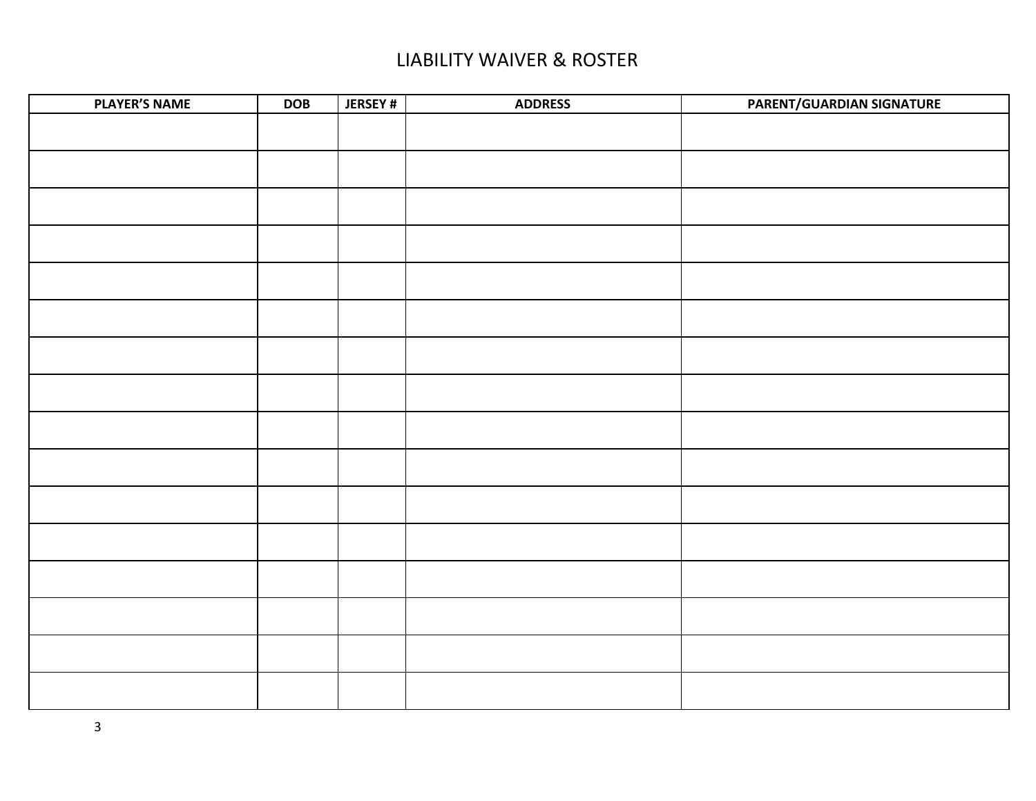# LIABILITY WAIVER & ROSTER

| PLAYER'S NAME | DOB | JERSEY # | ADDRESS | PARENT/GUARDIAN SIGNATURE |
|---|---|---|---|---|
| | | | | |
| | | | | |
| | | | | |
| | | | | |
| | | | | |
| | | | | |
| | | | | |
| | | | | |
| | | | | |
| | | | | |
| | | | | |
| | | | | |
| | | | | |
| | | | | |
| | | | | |
| | | | | |